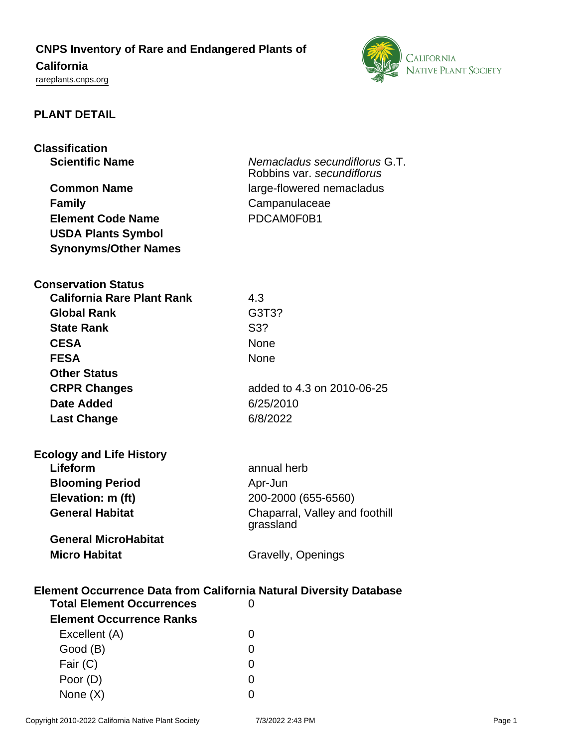# CNPS Inventory of Rare and Endangered Plants of California

rareplants.cnps.org

## PLANT DETAIL

### Classification

| | |
|---|---|
| **Scientific Name** | *Nemacladus secundiflorus* G.T. Robbins var. *secundiflorus* |
| **Common Name** | large-flowered nemacladus |
| **Family** | Campanulaceae |
| **Element Code Name** | PDCAM0F0B1 |
| **USDA Plants Symbol** | |
| **Synonyms/Other Names** | |

### Conservation Status

| | |
|---|---|
| **California Rare Plant Rank** | 4.3 |
| **Global Rank** | G3T3? |
| **State Rank** | S3? |
| **CESA** | None |
| **FESA** | None |
| **Other Status** | |
| **CRPR Changes** | added to 4.3 on 2010-06-25 |
| **Date Added** | 6/25/2010 |
| **Last Change** | 6/8/2022 |

### Ecology and Life History

| | |
|---|---|
| **Lifeform** | annual herb |
| **Blooming Period** | Apr-Jun |
| **Elevation: m (ft)** | 200-2000 (655-6560) |
| **General Habitat** | Chaparral, Valley and foothill grassland |
| **General MicroHabitat** | |
| **Micro Habitat** | Gravelly, Openings |

### Element Occurrence Data from California Natural Diversity Database

| | |
|---|---|
| **Total Element Occurrences** | 0 |
| **Element Occurrence Ranks** | |
| Excellent (A) | 0 |
| Good (B) | 0 |
| Fair (C) | 0 |
| Poor (D) | 0 |
| None (X) | 0 |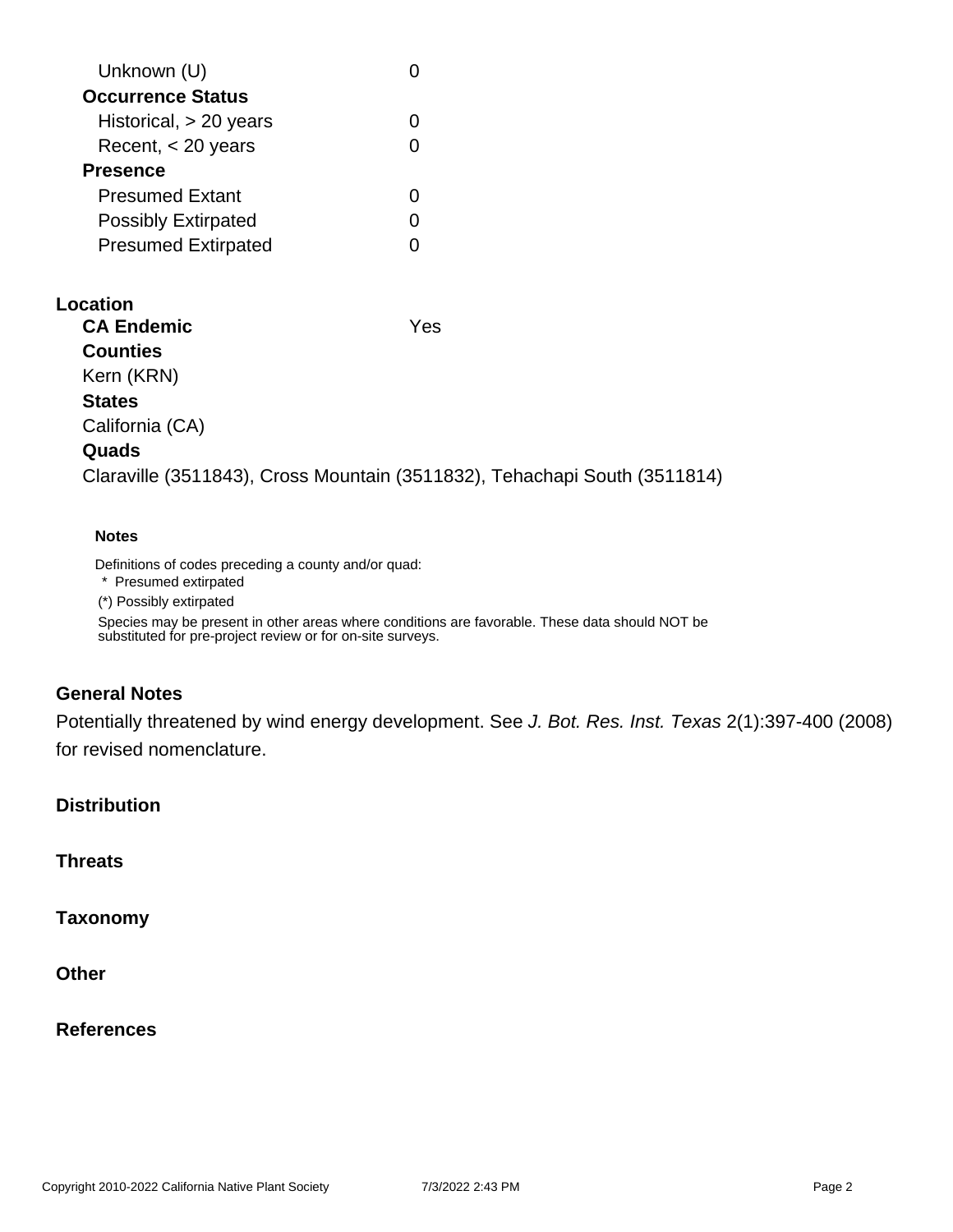| | |
|---|---|
| Unknown (U) | 0 |
| **Occurrence Status** | |
| Historical, > 20 years | 0 |
| Recent, < 20 years | 0 |
| **Presence** | |
| Presumed Extant | 0 |
| Possibly Extirpated | 0 |
| Presumed Extirpated | 0 |

## Location

**CA Endemic** Yes

**Counties**

Kern (KRN)

**States**

California (CA)

**Quads**

Claraville (3511843), Cross Mountain (3511832), Tehachapi South (3511814)

**Notes**

Definitions of codes preceding a county and/or quad:

\* Presumed extirpated

(*) Possibly extirpated

Species may be present in other areas where conditions are favorable. These data should NOT be substituted for pre-project review or for on-site surveys.

## General Notes

Potentially threatened by wind energy development. See *J. Bot. Res. Inst. Texas* 2(1):397-400 (2008) for revised nomenclature.

## Distribution

## Threats

## Taxonomy

## Other

## References